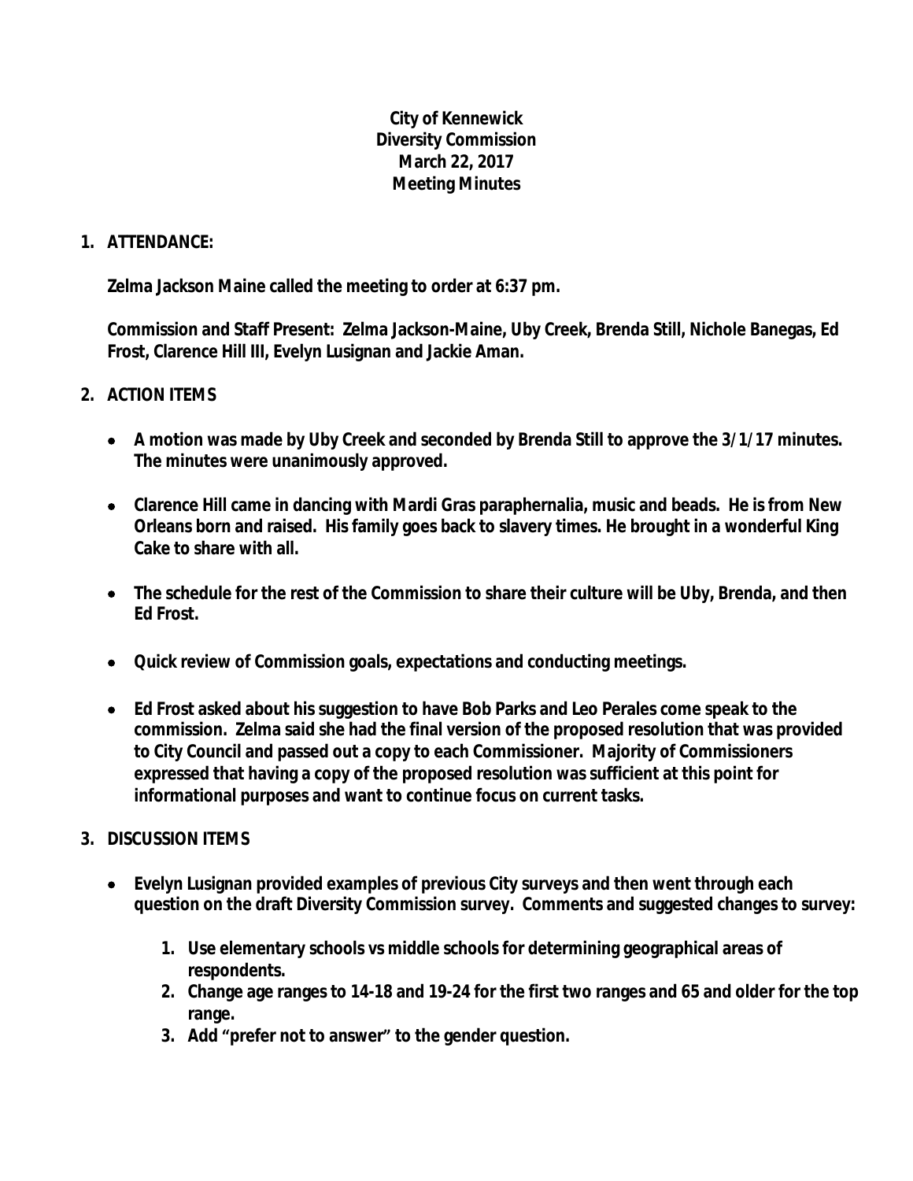**City of Kennewick**
**Diversity Commission**
**March 22, 2017**
**Meeting Minutes**

1. **ATTENDANCE:**

   **Zelma Jackson Maine called the meeting to order at 6:37 pm.**

   **Commission and Staff Present: Zelma Jackson-Maine, Uby Creek, Brenda Still, Nichole Banegas, Ed Frost, Clarence Hill III, Evelyn Lusignan and Jackie Aman.**

2. **ACTION ITEMS**

   - **A motion was made by Uby Creek and seconded by Brenda Still to approve the 3/1/17 minutes. The minutes were unanimously approved.**
   - **Clarence Hill came in dancing with Mardi Gras paraphernalia, music and beads. He is from New Orleans born and raised. His family goes back to slavery times. He brought in a wonderful King Cake to share with all.**
   - **The schedule for the rest of the Commission to share their culture will be Uby, Brenda, and then Ed Frost.**
   - **Quick review of Commission goals, expectations and conducting meetings.**
   - **Ed Frost asked about his suggestion to have Bob Parks and Leo Perales come speak to the commission. Zelma said she had the final version of the proposed resolution that was provided to City Council and passed out a copy to each Commissioner. Majority of Commissioners expressed that having a copy of the proposed resolution was sufficient at this point for informational purposes and want to continue focus on current tasks.**

3. **DISCUSSION ITEMS**

   - **Evelyn Lusignan provided examples of previous City surveys and then went through each question on the draft Diversity Commission survey. Comments and suggested changes to survey:**
     1. **Use elementary schools vs middle schools for determining geographical areas of respondents.**
     2. **Change age ranges to 14-18 and 19-24 for the first two ranges and 65 and older for the top range.**
     3. **Add "prefer not to answer" to the gender question.**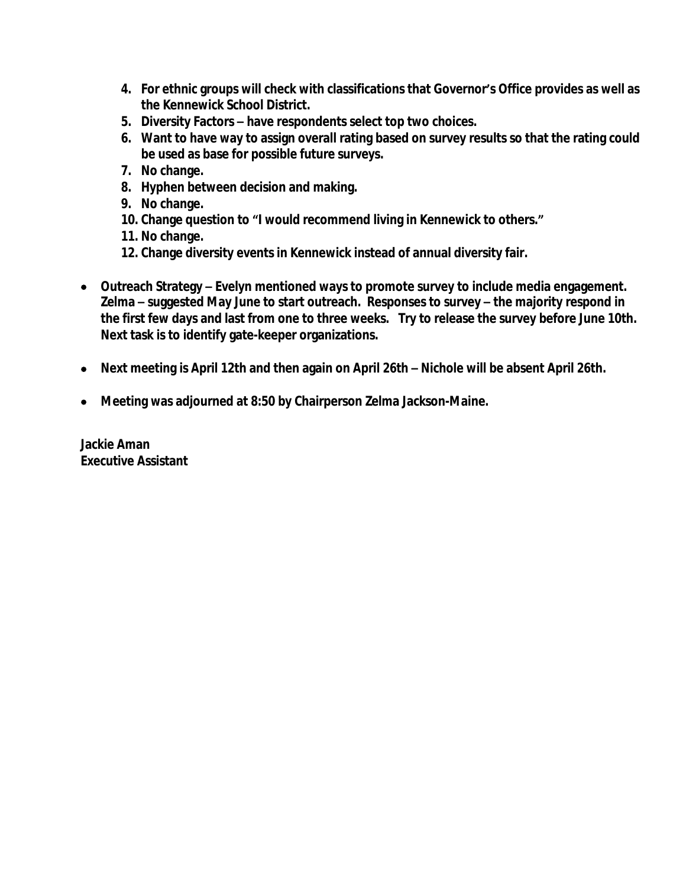4. **For ethnic groups will check with classifications that Governor's Office provides as well as the Kennewick School District.**
5. **Diversity Factors – have respondents select top two choices.**
6. **Want to have way to assign overall rating based on survey results so that the rating could be used as base for possible future surveys.**
7. **No change.**
8. **Hyphen between decision and making.**
9. **No change.**
10. **Change question to "I would recommend living in Kennewick to others."**
11. **No change.**
12. **Change diversity events in Kennewick instead of annual diversity fair.**

- **Outreach Strategy – Evelyn mentioned ways to promote survey to include media engagement. Zelma – suggested May June to start outreach. Responses to survey – the majority respond in the first few days and last from one to three weeks. Try to release the survey before June 10th. Next task is to identify gate-keeper organizations.**

- **Next meeting is April 12th and then again on April 26th – Nichole will be absent April 26th.**

- **Meeting was adjourned at 8:50 by Chairperson Zelma Jackson-Maine.**

**Jackie Aman**
**Executive Assistant**